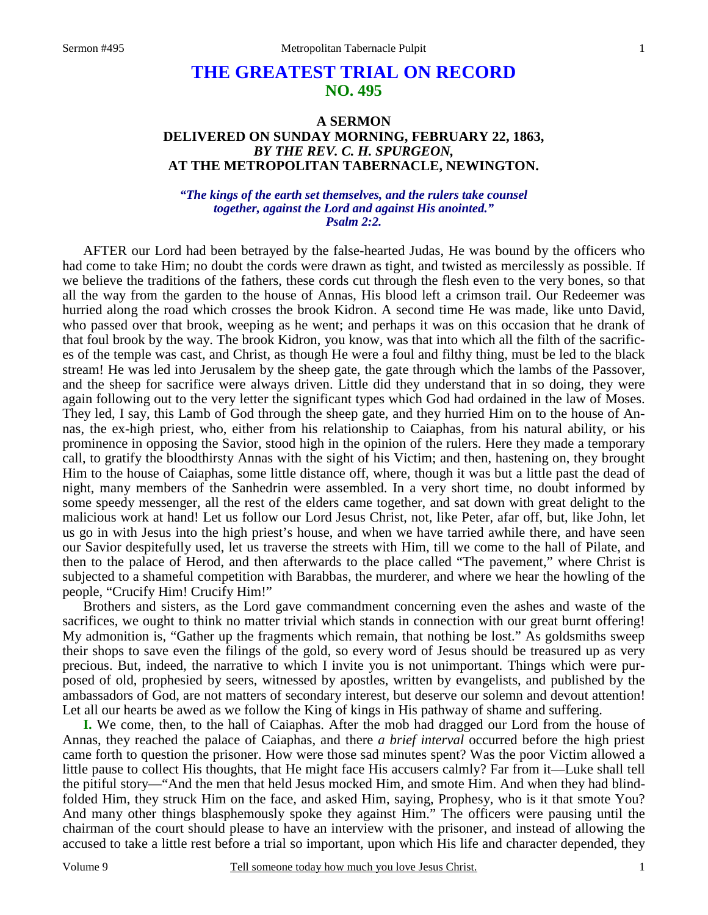# THE GREATEST TRIAL ON RECORD
## NO. 495

### A SERMON
### DELIVERED ON SUNDAY MORNING, FEBRUARY 22, 1863,
### *BY THE REV. C. H. SPURGEON,*
### AT THE METROPOLITAN TABERNACLE, NEWINGTON.

***"The kings of the earth set themselves, and the rulers take counsel together, against the Lord and against His anointed." Psalm 2:2.***

AFTER our Lord had been betrayed by the false-hearted Judas, He was bound by the officers who had come to take Him; no doubt the cords were drawn as tight, and twisted as mercilessly as possible. If we believe the traditions of the fathers, these cords cut through the flesh even to the very bones, so that all the way from the garden to the house of Annas, His blood left a crimson trail. Our Redeemer was hurried along the road which crosses the brook Kidron. A second time He was made, like unto David, who passed over that brook, weeping as he went; and perhaps it was on this occasion that he drank of that foul brook by the way. The brook Kidron, you know, was that into which all the filth of the sacrifices of the temple was cast, and Christ, as though He were a foul and filthy thing, must be led to the black stream! He was led into Jerusalem by the sheep gate, the gate through which the lambs of the Passover, and the sheep for sacrifice were always driven. Little did they understand that in so doing, they were again following out to the very letter the significant types which God had ordained in the law of Moses. They led, I say, this Lamb of God through the sheep gate, and they hurried Him on to the house of Annas, the ex-high priest, who, either from his relationship to Caiaphas, from his natural ability, or his prominence in opposing the Savior, stood high in the opinion of the rulers. Here they made a temporary call, to gratify the bloodthirsty Annas with the sight of his Victim; and then, hastening on, they brought Him to the house of Caiaphas, some little distance off, where, though it was but a little past the dead of night, many members of the Sanhedrin were assembled. In a very short time, no doubt informed by some speedy messenger, all the rest of the elders came together, and sat down with great delight to the malicious work at hand! Let us follow our Lord Jesus Christ, not, like Peter, afar off, but, like John, let us go in with Jesus into the high priest's house, and when we have tarried awhile there, and have seen our Savior despitefully used, let us traverse the streets with Him, till we come to the hall of Pilate, and then to the palace of Herod, and then afterwards to the place called "The pavement," where Christ is subjected to a shameful competition with Barabbas, the murderer, and where we hear the howling of the people, "Crucify Him! Crucify Him!"

Brothers and sisters, as the Lord gave commandment concerning even the ashes and waste of the sacrifices, we ought to think no matter trivial which stands in connection with our great burnt offering! My admonition is, "Gather up the fragments which remain, that nothing be lost." As goldsmiths sweep their shops to save even the filings of the gold, so every word of Jesus should be treasured up as very precious. But, indeed, the narrative to which I invite you is not unimportant. Things which were purposed of old, prophesied by seers, witnessed by apostles, written by evangelists, and published by the ambassadors of God, are not matters of secondary interest, but deserve our solemn and devout attention! Let all our hearts be awed as we follow the King of kings in His pathway of shame and suffering.

**I.** We come, then, to the hall of Caiaphas. After the mob had dragged our Lord from the house of Annas, they reached the palace of Caiaphas, and there *a brief interval* occurred before the high priest came forth to question the prisoner. How were those sad minutes spent? Was the poor Victim allowed a little pause to collect His thoughts, that He might face His accusers calmly? Far from it—Luke shall tell the pitiful story—"And the men that held Jesus mocked Him, and smote Him. And when they had blindfolded Him, they struck Him on the face, and asked Him, saying, Prophesy, who is it that smote You? And many other things blasphemously spoke they against Him." The officers were pausing until the chairman of the court should please to have an interview with the prisoner, and instead of allowing the accused to take a little rest before a trial so important, upon which His life and character depended, they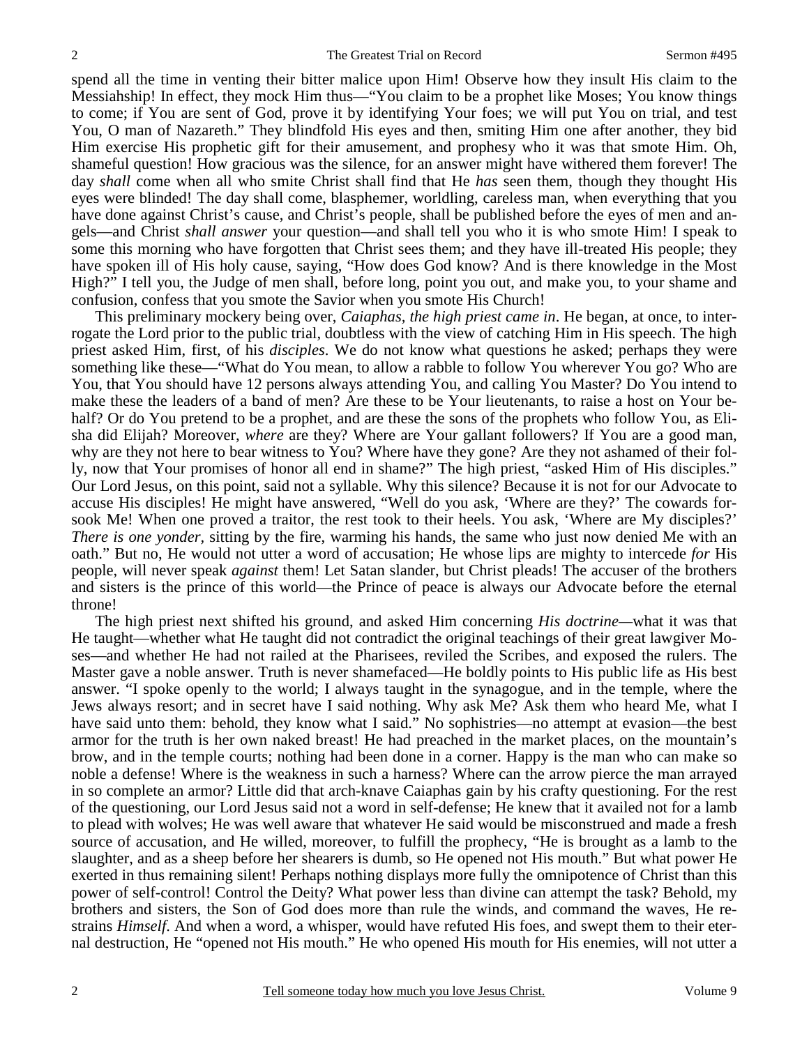spend all the time in venting their bitter malice upon Him! Observe how they insult His claim to the Messiahship! In effect, they mock Him thus—"You claim to be a prophet like Moses; You know things to come; if You are sent of God, prove it by identifying Your foes; we will put You on trial, and test You, O man of Nazareth." They blindfold His eyes and then, smiting Him one after another, they bid Him exercise His prophetic gift for their amusement, and prophesy who it was that smote Him. Oh, shameful question! How gracious was the silence, for an answer might have withered them forever! The day *shall* come when all who smite Christ shall find that He *has* seen them, though they thought His eyes were blinded! The day shall come, blasphemer, worldling, careless man, when everything that you have done against Christ's cause, and Christ's people, shall be published before the eyes of men and angels—and Christ *shall answer* your question—and shall tell you who it is who smote Him! I speak to some this morning who have forgotten that Christ sees them; and they have ill-treated His people; they have spoken ill of His holy cause, saying, "How does God know? And is there knowledge in the Most High?" I tell you, the Judge of men shall, before long, point you out, and make you, to your shame and confusion, confess that you smote the Savior when you smote His Church!

This preliminary mockery being over, *Caiaphas, the high priest came in*. He began, at once, to interrogate the Lord prior to the public trial, doubtless with the view of catching Him in His speech. The high priest asked Him, first, of his *disciples*. We do not know what questions he asked; perhaps they were something like these—"What do You mean, to allow a rabble to follow You wherever You go? Who are You, that You should have 12 persons always attending You, and calling You Master? Do You intend to make these the leaders of a band of men? Are these to be Your lieutenants, to raise a host on Your behalf? Or do You pretend to be a prophet, and are these the sons of the prophets who follow You, as Elisha did Elijah? Moreover, *where* are they? Where are Your gallant followers? If You are a good man, why are they not here to bear witness to You? Where have they gone? Are they not ashamed of their folly, now that Your promises of honor all end in shame?" The high priest, "asked Him of His disciples." Our Lord Jesus, on this point, said not a syllable. Why this silence? Because it is not for our Advocate to accuse His disciples! He might have answered, "Well do you ask, 'Where are they?' The cowards forsook Me! When one proved a traitor, the rest took to their heels. You ask, 'Where are My disciples?' *There is one yonder*, sitting by the fire, warming his hands, the same who just now denied Me with an oath." But no, He would not utter a word of accusation; He whose lips are mighty to intercede *for* His people, will never speak *against* them! Let Satan slander, but Christ pleads! The accuser of the brothers and sisters is the prince of this world—the Prince of peace is always our Advocate before the eternal throne!

The high priest next shifted his ground, and asked Him concerning *His doctrine*—what it was that He taught—whether what He taught did not contradict the original teachings of their great lawgiver Moses—and whether He had not railed at the Pharisees, reviled the Scribes, and exposed the rulers. The Master gave a noble answer. Truth is never shamefaced—He boldly points to His public life as His best answer. "I spoke openly to the world; I always taught in the synagogue, and in the temple, where the Jews always resort; and in secret have I said nothing. Why ask Me? Ask them who heard Me, what I have said unto them: behold, they know what I said." No sophistries—no attempt at evasion—the best armor for the truth is her own naked breast! He had preached in the market places, on the mountain's brow, and in the temple courts; nothing had been done in a corner. Happy is the man who can make so noble a defense! Where is the weakness in such a harness? Where can the arrow pierce the man arrayed in so complete an armor? Little did that arch-knave Caiaphas gain by his crafty questioning. For the rest of the questioning, our Lord Jesus said not a word in self-defense; He knew that it availed not for a lamb to plead with wolves; He was well aware that whatever He said would be misconstrued and made a fresh source of accusation, and He willed, moreover, to fulfill the prophecy, "He is brought as a lamb to the slaughter, and as a sheep before her shearers is dumb, so He opened not His mouth." But what power He exerted in thus remaining silent! Perhaps nothing displays more fully the omnipotence of Christ than this power of self-control! Control the Deity? What power less than divine can attempt the task? Behold, my brothers and sisters, the Son of God does more than rule the winds, and command the waves, He restrains *Himself*. And when a word, a whisper, would have refuted His foes, and swept them to their eternal destruction, He "opened not His mouth." He who opened His mouth for His enemies, will not utter a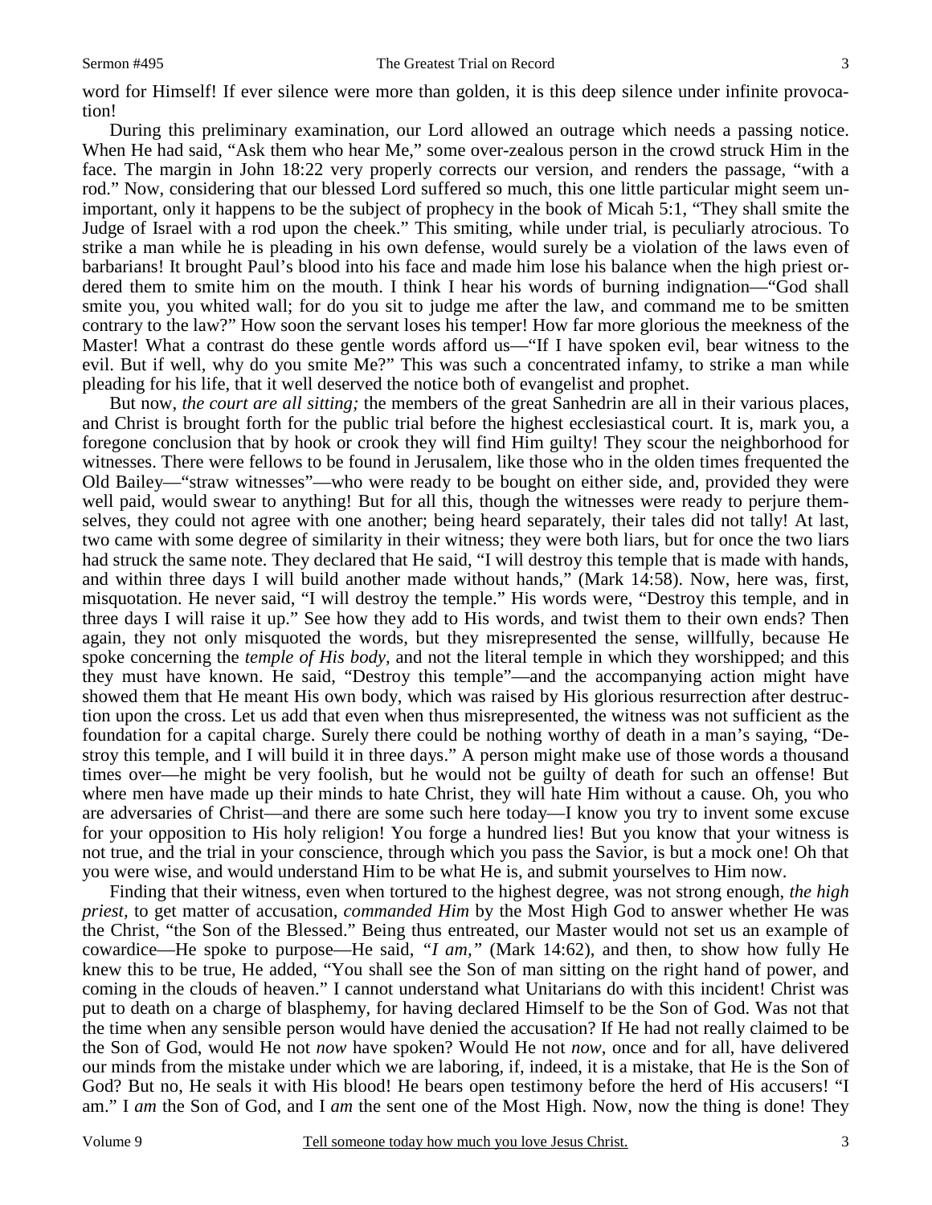word for Himself! If ever silence were more than golden, it is this deep silence under infinite provocation!

During this preliminary examination, our Lord allowed an outrage which needs a passing notice. When He had said, "Ask them who hear Me," some over-zealous person in the crowd struck Him in the face. The margin in John 18:22 very properly corrects our version, and renders the passage, "with a rod." Now, considering that our blessed Lord suffered so much, this one little particular might seem unimportant, only it happens to be the subject of prophecy in the book of Micah 5:1, "They shall smite the Judge of Israel with a rod upon the cheek." This smiting, while under trial, is peculiarly atrocious. To strike a man while he is pleading in his own defense, would surely be a violation of the laws even of barbarians! It brought Paul's blood into his face and made him lose his balance when the high priest ordered them to smite him on the mouth. I think I hear his words of burning indignation—"God shall smite you, you whited wall; for do you sit to judge me after the law, and command me to be smitten contrary to the law?" How soon the servant loses his temper! How far more glorious the meekness of the Master! What a contrast do these gentle words afford us—"If I have spoken evil, bear witness to the evil. But if well, why do you smite Me?" This was such a concentrated infamy, to strike a man while pleading for his life, that it well deserved the notice both of evangelist and prophet.

But now, *the court are all sitting;* the members of the great Sanhedrin are all in their various places, and Christ is brought forth for the public trial before the highest ecclesiastical court. It is, mark you, a foregone conclusion that by hook or crook they will find Him guilty! They scour the neighborhood for witnesses. There were fellows to be found in Jerusalem, like those who in the olden times frequented the Old Bailey—"straw witnesses"—who were ready to be bought on either side, and, provided they were well paid, would swear to anything! But for all this, though the witnesses were ready to perjure themselves, they could not agree with one another; being heard separately, their tales did not tally! At last, two came with some degree of similarity in their witness; they were both liars, but for once the two liars had struck the same note. They declared that He said, "I will destroy this temple that is made with hands, and within three days I will build another made without hands," (Mark 14:58). Now, here was, first, misquotation. He never said, "I will destroy the temple." His words were, "Destroy this temple, and in three days I will raise it up." See how they add to His words, and twist them to their own ends? Then again, they not only misquoted the words, but they misrepresented the sense, willfully, because He spoke concerning the *temple of His body,* and not the literal temple in which they worshipped; and this they must have known. He said, "Destroy this temple"—and the accompanying action might have showed them that He meant His own body, which was raised by His glorious resurrection after destruction upon the cross. Let us add that even when thus misrepresented, the witness was not sufficient as the foundation for a capital charge. Surely there could be nothing worthy of death in a man's saying, "Destroy this temple, and I will build it in three days." A person might make use of those words a thousand times over—he might be very foolish, but he would not be guilty of death for such an offense! But where men have made up their minds to hate Christ, they will hate Him without a cause. Oh, you who are adversaries of Christ—and there are some such here today—I know you try to invent some excuse for your opposition to His holy religion! You forge a hundred lies! But you know that your witness is not true, and the trial in your conscience, through which you pass the Savior, is but a mock one! Oh that you were wise, and would understand Him to be what He is, and submit yourselves to Him now.

Finding that their witness, even when tortured to the highest degree, was not strong enough, *the high priest,* to get matter of accusation, *commanded Him* by the Most High God to answer whether He was the Christ, "the Son of the Blessed." Being thus entreated, our Master would not set us an example of cowardice—He spoke to purpose—He said, *"I am,"* (Mark 14:62), and then, to show how fully He knew this to be true, He added, "You shall see the Son of man sitting on the right hand of power, and coming in the clouds of heaven." I cannot understand what Unitarians do with this incident! Christ was put to death on a charge of blasphemy, for having declared Himself to be the Son of God. Was not that the time when any sensible person would have denied the accusation? If He had not really claimed to be the Son of God, would He not *now* have spoken? Would He not *now*, once and for all, have delivered our minds from the mistake under which we are laboring, if, indeed, it is a mistake, that He is the Son of God? But no, He seals it with His blood! He bears open testimony before the herd of His accusers! "I am." I *am* the Son of God, and I *am* the sent one of the Most High. Now, now the thing is done! They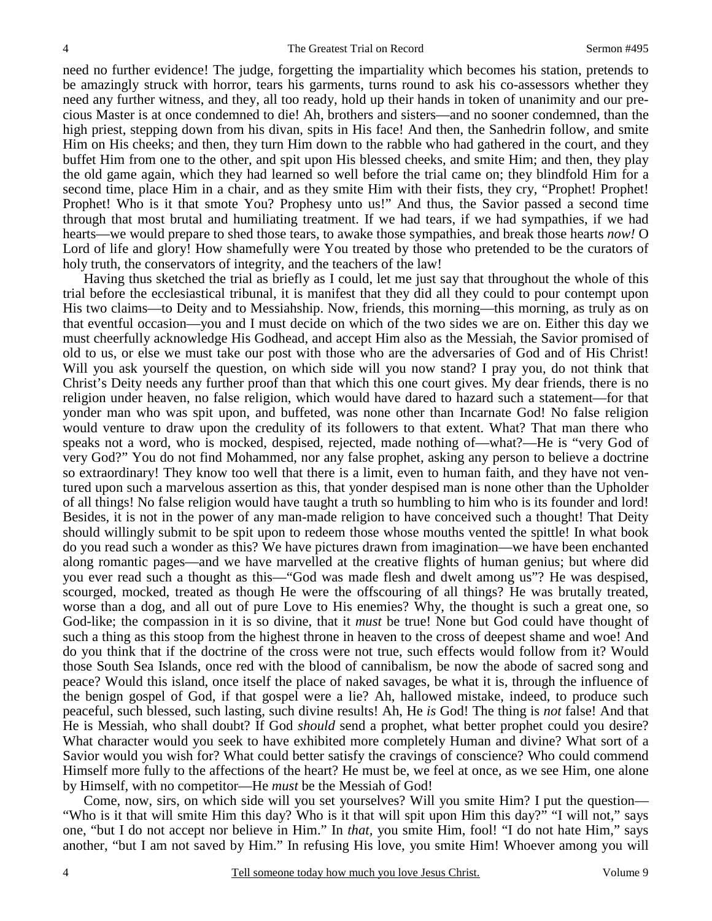need no further evidence! The judge, forgetting the impartiality which becomes his station, pretends to be amazingly struck with horror, tears his garments, turns round to ask his co-assessors whether they need any further witness, and they, all too ready, hold up their hands in token of unanimity and our precious Master is at once condemned to die! Ah, brothers and sisters—and no sooner condemned, than the high priest, stepping down from his divan, spits in His face! And then, the Sanhedrin follow, and smite Him on His cheeks; and then, they turn Him down to the rabble who had gathered in the court, and they buffet Him from one to the other, and spit upon His blessed cheeks, and smite Him; and then, they play the old game again, which they had learned so well before the trial came on; they blindfold Him for a second time, place Him in a chair, and as they smite Him with their fists, they cry, "Prophet! Prophet! Prophet! Who is it that smote You? Prophesy unto us!" And thus, the Savior passed a second time through that most brutal and humiliating treatment. If we had tears, if we had sympathies, if we had hearts—we would prepare to shed those tears, to awake those sympathies, and break those hearts *now!* O Lord of life and glory! How shamefully were You treated by those who pretended to be the curators of holy truth, the conservators of integrity, and the teachers of the law!

Having thus sketched the trial as briefly as I could, let me just say that throughout the whole of this trial before the ecclesiastical tribunal, it is manifest that they did all they could to pour contempt upon His two claims—to Deity and to Messiahship. Now, friends, this morning—this morning, as truly as on that eventful occasion—you and I must decide on which of the two sides we are on. Either this day we must cheerfully acknowledge His Godhead, and accept Him also as the Messiah, the Savior promised of old to us, or else we must take our post with those who are the adversaries of God and of His Christ! Will you ask yourself the question, on which side will you now stand? I pray you, do not think that Christ's Deity needs any further proof than that which this one court gives. My dear friends, there is no religion under heaven, no false religion, which would have dared to hazard such a statement—for that yonder man who was spit upon, and buffeted, was none other than Incarnate God! No false religion would venture to draw upon the credulity of its followers to that extent. What? That man there who speaks not a word, who is mocked, despised, rejected, made nothing of—what?—He is "very God of very God?" You do not find Mohammed, nor any false prophet, asking any person to believe a doctrine so extraordinary! They know too well that there is a limit, even to human faith, and they have not ventured upon such a marvelous assertion as this, that yonder despised man is none other than the Upholder of all things! No false religion would have taught a truth so humbling to him who is its founder and lord! Besides, it is not in the power of any man-made religion to have conceived such a thought! That Deity should willingly submit to be spit upon to redeem those whose mouths vented the spittle! In what book do you read such a wonder as this? We have pictures drawn from imagination—we have been enchanted along romantic pages—and we have marvelled at the creative flights of human genius; but where did you ever read such a thought as this—"God was made flesh and dwelt among us"? He was despised, scourged, mocked, treated as though He were the offscouring of all things? He was brutally treated, worse than a dog, and all out of pure Love to His enemies? Why, the thought is such a great one, so God-like; the compassion in it is so divine, that it *must* be true! None but God could have thought of such a thing as this stoop from the highest throne in heaven to the cross of deepest shame and woe! And do you think that if the doctrine of the cross were not true, such effects would follow from it? Would those South Sea Islands, once red with the blood of cannibalism, be now the abode of sacred song and peace? Would this island, once itself the place of naked savages, be what it is, through the influence of the benign gospel of God, if that gospel were a lie? Ah, hallowed mistake, indeed, to produce such peaceful, such blessed, such lasting, such divine results! Ah, He *is* God! The thing is *not* false! And that He is Messiah, who shall doubt? If God *should* send a prophet, what better prophet could you desire? What character would you seek to have exhibited more completely Human and divine? What sort of a Savior would you wish for? What could better satisfy the cravings of conscience? Who could commend Himself more fully to the affections of the heart? He must be, we feel at once, as we see Him, one alone by Himself, with no competitor—He *must* be the Messiah of God!

Come, now, sirs, on which side will you set yourselves? Will you smite Him? I put the question—"Who is it that will smite Him this day? Who is it that will spit upon Him this day?" "I will not," says one, "but I do not accept nor believe in Him." In *that,* you smite Him, fool! "I do not hate Him," says another, "but I am not saved by Him." In refusing His love, you smite Him! Whoever among you will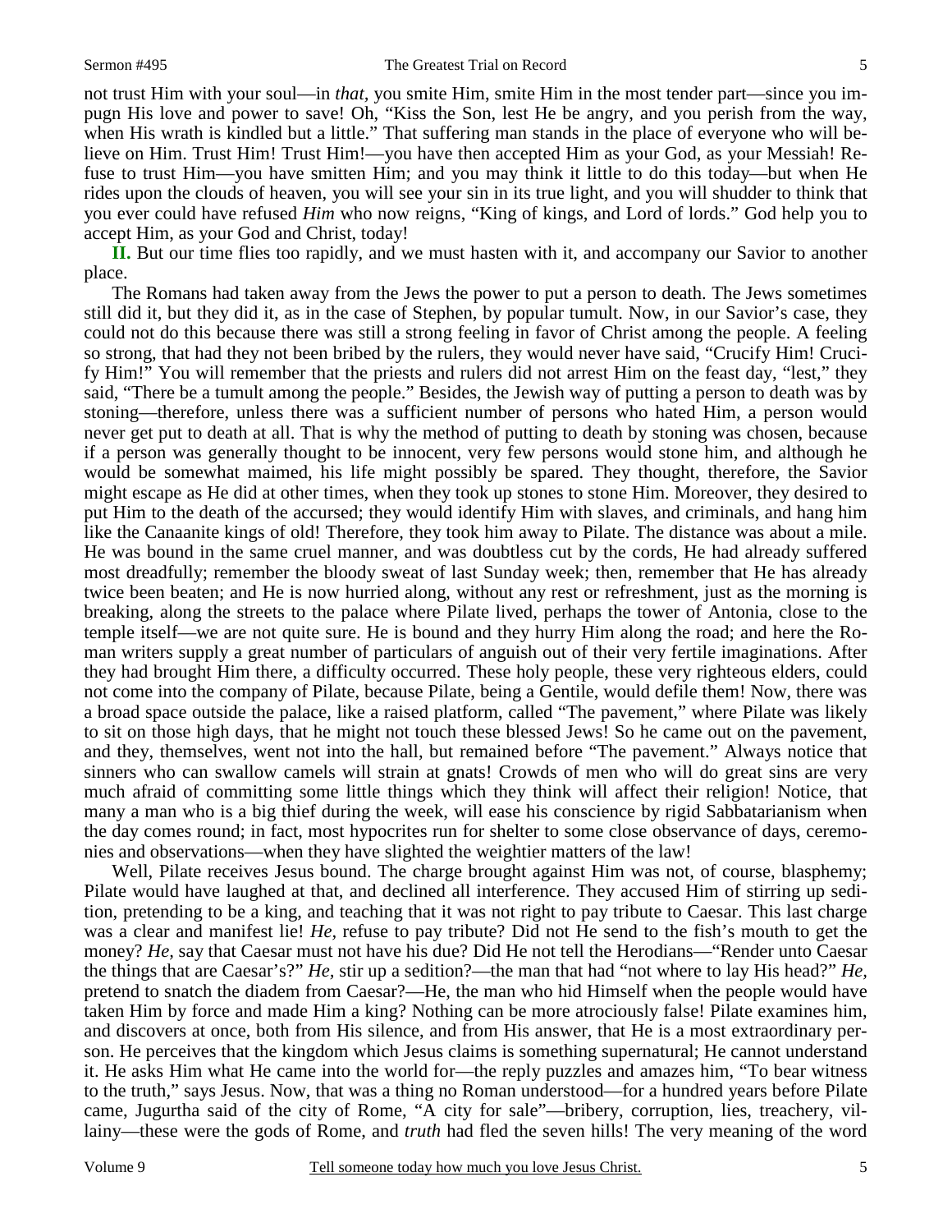not trust Him with your soul—in *that,* you smite Him, smite Him in the most tender part—since you impugn His love and power to save! Oh, "Kiss the Son, lest He be angry, and you perish from the way, when His wrath is kindled but a little." That suffering man stands in the place of everyone who will believe on Him. Trust Him! Trust Him!—you have then accepted Him as your God, as your Messiah! Refuse to trust Him—you have smitten Him; and you may think it little to do this today—but when He rides upon the clouds of heaven, you will see your sin in its true light, and you will shudder to think that you ever could have refused *Him* who now reigns, "King of kings, and Lord of lords." God help you to accept Him, as your God and Christ, today!

**II.** But our time flies too rapidly, and we must hasten with it, and accompany our Savior to another place.

The Romans had taken away from the Jews the power to put a person to death. The Jews sometimes still did it, but they did it, as in the case of Stephen, by popular tumult. Now, in our Savior's case, they could not do this because there was still a strong feeling in favor of Christ among the people. A feeling so strong, that had they not been bribed by the rulers, they would never have said, "Crucify Him! Crucify Him!" You will remember that the priests and rulers did not arrest Him on the feast day, "lest," they said, "There be a tumult among the people." Besides, the Jewish way of putting a person to death was by stoning—therefore, unless there was a sufficient number of persons who hated Him, a person would never get put to death at all. That is why the method of putting to death by stoning was chosen, because if a person was generally thought to be innocent, very few persons would stone him, and although he would be somewhat maimed, his life might possibly be spared. They thought, therefore, the Savior might escape as He did at other times, when they took up stones to stone Him. Moreover, they desired to put Him to the death of the accursed; they would identify Him with slaves, and criminals, and hang him like the Canaanite kings of old! Therefore, they took him away to Pilate. The distance was about a mile. He was bound in the same cruel manner, and was doubtless cut by the cords, He had already suffered most dreadfully; remember the bloody sweat of last Sunday week; then, remember that He has already twice been beaten; and He is now hurried along, without any rest or refreshment, just as the morning is breaking, along the streets to the palace where Pilate lived, perhaps the tower of Antonia, close to the temple itself—we are not quite sure. He is bound and they hurry Him along the road; and here the Roman writers supply a great number of particulars of anguish out of their very fertile imaginations. After they had brought Him there, a difficulty occurred. These holy people, these very righteous elders, could not come into the company of Pilate, because Pilate, being a Gentile, would defile them! Now, there was a broad space outside the palace, like a raised platform, called "The pavement," where Pilate was likely to sit on those high days, that he might not touch these blessed Jews! So he came out on the pavement, and they, themselves, went not into the hall, but remained before "The pavement." Always notice that sinners who can swallow camels will strain at gnats! Crowds of men who will do great sins are very much afraid of committing some little things which they think will affect their religion! Notice, that many a man who is a big thief during the week, will ease his conscience by rigid Sabbatarianism when the day comes round; in fact, most hypocrites run for shelter to some close observance of days, ceremonies and observations—when they have slighted the weightier matters of the law!

Well, Pilate receives Jesus bound. The charge brought against Him was not, of course, blasphemy; Pilate would have laughed at that, and declined all interference. They accused Him of stirring up sedition, pretending to be a king, and teaching that it was not right to pay tribute to Caesar. This last charge was a clear and manifest lie! *He,* refuse to pay tribute? Did not He send to the fish's mouth to get the money? *He,* say that Caesar must not have his due? Did He not tell the Herodians—"Render unto Caesar the things that are Caesar's?" *He,* stir up a sedition?—the man that had "not where to lay His head?" *He,* pretend to snatch the diadem from Caesar?—He, the man who hid Himself when the people would have taken Him by force and made Him a king? Nothing can be more atrociously false! Pilate examines him, and discovers at once, both from His silence, and from His answer, that He is a most extraordinary person. He perceives that the kingdom which Jesus claims is something supernatural; He cannot understand it. He asks Him what He came into the world for—the reply puzzles and amazes him, "To bear witness to the truth," says Jesus. Now, that was a thing no Roman understood—for a hundred years before Pilate came, Jugurtha said of the city of Rome, "A city for sale"—bribery, corruption, lies, treachery, villainy—these were the gods of Rome, and *truth* had fled the seven hills! The very meaning of the word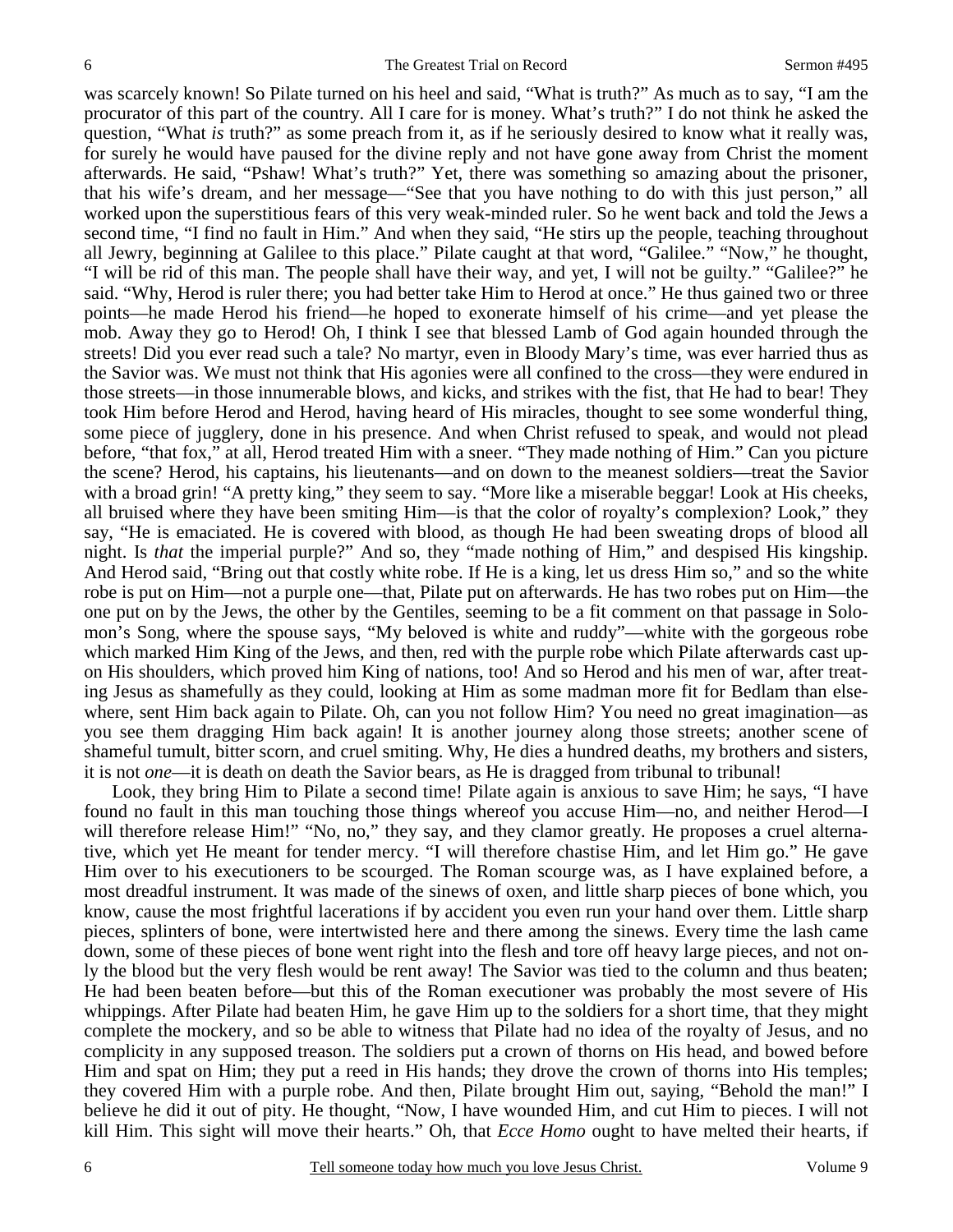was scarcely known! So Pilate turned on his heel and said, "What is truth?" As much as to say, "I am the procurator of this part of the country. All I care for is money. What's truth?" I do not think he asked the question, "What *is* truth?" as some preach from it, as if he seriously desired to know what it really was, for surely he would have paused for the divine reply and not have gone away from Christ the moment afterwards. He said, "Pshaw! What's truth?" Yet, there was something so amazing about the prisoner, that his wife's dream, and her message—"See that you have nothing to do with this just person," all worked upon the superstitious fears of this very weak-minded ruler. So he went back and told the Jews a second time, "I find no fault in Him." And when they said, "He stirs up the people, teaching throughout all Jewry, beginning at Galilee to this place." Pilate caught at that word, "Galilee." "Now," he thought, "I will be rid of this man. The people shall have their way, and yet, I will not be guilty." "Galilee?" he said. "Why, Herod is ruler there; you had better take Him to Herod at once." He thus gained two or three points—he made Herod his friend—he hoped to exonerate himself of his crime—and yet please the mob. Away they go to Herod! Oh, I think I see that blessed Lamb of God again hounded through the streets! Did you ever read such a tale? No martyr, even in Bloody Mary's time, was ever harried thus as the Savior was. We must not think that His agonies were all confined to the cross—they were endured in those streets—in those innumerable blows, and kicks, and strikes with the fist, that He had to bear! They took Him before Herod and Herod, having heard of His miracles, thought to see some wonderful thing, some piece of jugglery, done in his presence. And when Christ refused to speak, and would not plead before, "that fox," at all, Herod treated Him with a sneer. "They made nothing of Him." Can you picture the scene? Herod, his captains, his lieutenants—and on down to the meanest soldiers—treat the Savior with a broad grin! "A pretty king," they seem to say. "More like a miserable beggar! Look at His cheeks, all bruised where they have been smiting Him—is that the color of royalty's complexion? Look," they say, "He is emaciated. He is covered with blood, as though He had been sweating drops of blood all night. Is *that* the imperial purple?" And so, they "made nothing of Him," and despised His kingship. And Herod said, "Bring out that costly white robe. If He is a king, let us dress Him so," and so the white robe is put on Him—not a purple one—that, Pilate put on afterwards. He has two robes put on Him—the one put on by the Jews, the other by the Gentiles, seeming to be a fit comment on that passage in Solomon's Song, where the spouse says, "My beloved is white and ruddy"—white with the gorgeous robe which marked Him King of the Jews, and then, red with the purple robe which Pilate afterwards cast upon His shoulders, which proved him King of nations, too! And so Herod and his men of war, after treating Jesus as shamefully as they could, looking at Him as some madman more fit for Bedlam than elsewhere, sent Him back again to Pilate. Oh, can you not follow Him? You need no great imagination—as you see them dragging Him back again! It is another journey along those streets; another scene of shameful tumult, bitter scorn, and cruel smiting. Why, He dies a hundred deaths, my brothers and sisters, it is not *one*—it is death on death the Savior bears, as He is dragged from tribunal to tribunal!

Look, they bring Him to Pilate a second time! Pilate again is anxious to save Him; he says, "I have found no fault in this man touching those things whereof you accuse Him—no, and neither Herod—I will therefore release Him!" "No, no," they say, and they clamor greatly. He proposes a cruel alternative, which yet He meant for tender mercy. "I will therefore chastise Him, and let Him go." He gave Him over to his executioners to be scourged. The Roman scourge was, as I have explained before, a most dreadful instrument. It was made of the sinews of oxen, and little sharp pieces of bone which, you know, cause the most frightful lacerations if by accident you even run your hand over them. Little sharp pieces, splinters of bone, were intertwisted here and there among the sinews. Every time the lash came down, some of these pieces of bone went right into the flesh and tore off heavy large pieces, and not only the blood but the very flesh would be rent away! The Savior was tied to the column and thus beaten; He had been beaten before—but this of the Roman executioner was probably the most severe of His whippings. After Pilate had beaten Him, he gave Him up to the soldiers for a short time, that they might complete the mockery, and so be able to witness that Pilate had no idea of the royalty of Jesus, and no complicity in any supposed treason. The soldiers put a crown of thorns on His head, and bowed before Him and spat on Him; they put a reed in His hands; they drove the crown of thorns into His temples; they covered Him with a purple robe. And then, Pilate brought Him out, saying, "Behold the man!" I believe he did it out of pity. He thought, "Now, I have wounded Him, and cut Him to pieces. I will not kill Him. This sight will move their hearts." Oh, that *Ecce Homo* ought to have melted their hearts, if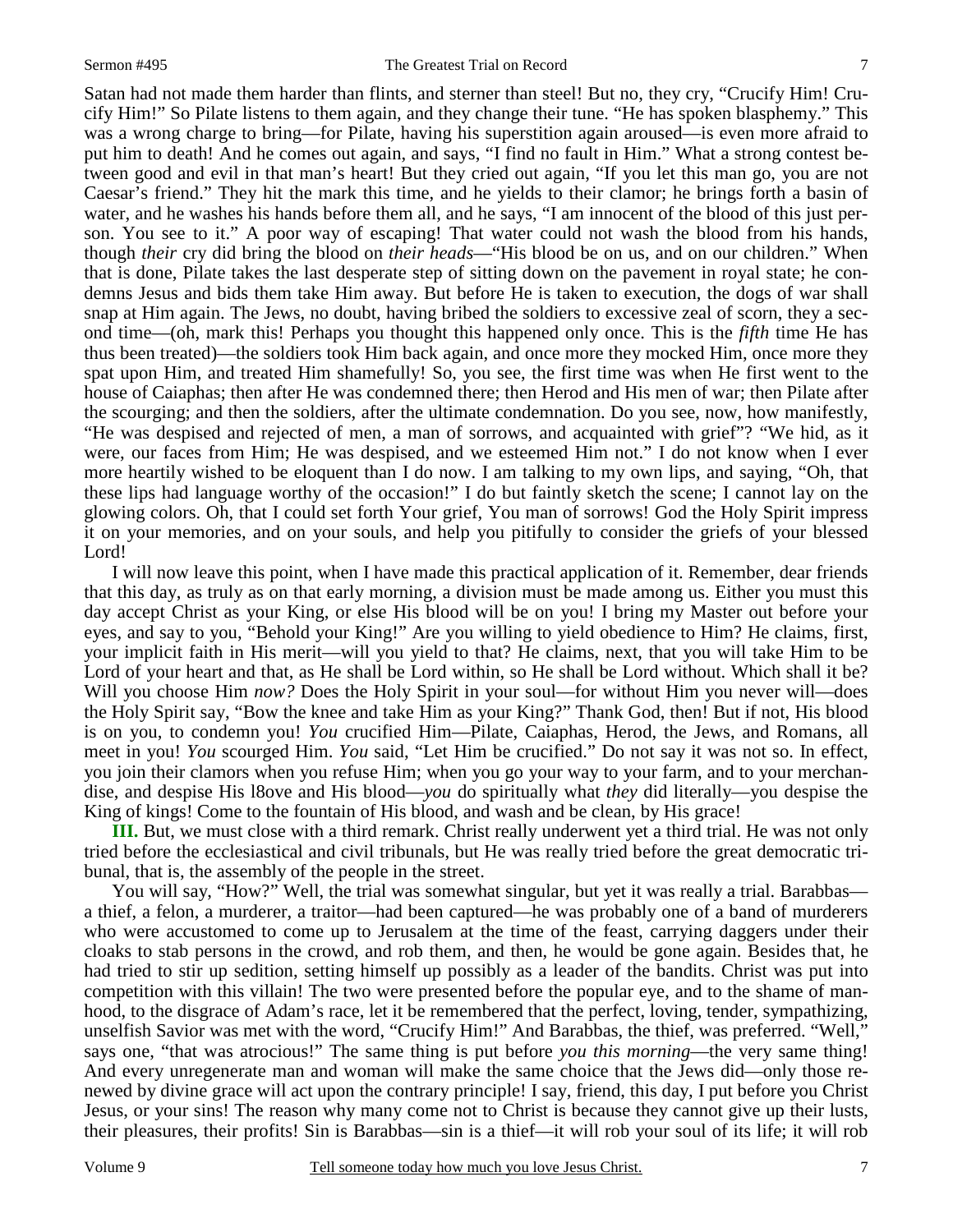Satan had not made them harder than flints, and sterner than steel! But no, they cry, "Crucify Him! Crucify Him!" So Pilate listens to them again, and they change their tune. "He has spoken blasphemy." This was a wrong charge to bring—for Pilate, having his superstition again aroused—is even more afraid to put him to death! And he comes out again, and says, "I find no fault in Him." What a strong contest between good and evil in that man's heart! But they cried out again, "If you let this man go, you are not Caesar's friend." They hit the mark this time, and he yields to their clamor; he brings forth a basin of water, and he washes his hands before them all, and he says, "I am innocent of the blood of this just person. You see to it." A poor way of escaping! That water could not wash the blood from his hands, though *their* cry did bring the blood on *their heads*—"His blood be on us, and on our children." When that is done, Pilate takes the last desperate step of sitting down on the pavement in royal state; he condemns Jesus and bids them take Him away. But before He is taken to execution, the dogs of war shall snap at Him again. The Jews, no doubt, having bribed the soldiers to excessive zeal of scorn, they a second time—(oh, mark this! Perhaps you thought this happened only once. This is the *fifth* time He has thus been treated)—the soldiers took Him back again, and once more they mocked Him, once more they spat upon Him, and treated Him shamefully! So, you see, the first time was when He first went to the house of Caiaphas; then after He was condemned there; then Herod and His men of war; then Pilate after the scourging; and then the soldiers, after the ultimate condemnation. Do you see, now, how manifestly, "He was despised and rejected of men, a man of sorrows, and acquainted with grief"? "We hid, as it were, our faces from Him; He was despised, and we esteemed Him not." I do not know when I ever more heartily wished to be eloquent than I do now. I am talking to my own lips, and saying, "Oh, that these lips had language worthy of the occasion!" I do but faintly sketch the scene; I cannot lay on the glowing colors. Oh, that I could set forth Your grief, You man of sorrows! God the Holy Spirit impress it on your memories, and on your souls, and help you pitifully to consider the griefs of your blessed Lord!

I will now leave this point, when I have made this practical application of it. Remember, dear friends that this day, as truly as on that early morning, a division must be made among us. Either you must this day accept Christ as your King, or else His blood will be on you! I bring my Master out before your eyes, and say to you, "Behold your King!" Are you willing to yield obedience to Him? He claims, first, your implicit faith in His merit—will you yield to that? He claims, next, that you will take Him to be Lord of your heart and that, as He shall be Lord within, so He shall be Lord without. Which shall it be? Will you choose Him *now?* Does the Holy Spirit in your soul—for without Him you never will—does the Holy Spirit say, "Bow the knee and take Him as your King?" Thank God, then! But if not, His blood is on you, to condemn you! *You* crucified Him—Pilate, Caiaphas, Herod, the Jews, and Romans, all meet in you! *You* scourged Him. *You* said, "Let Him be crucified." Do not say it was not so. In effect, you join their clamors when you refuse Him; when you go your way to your farm, and to your merchandise, and despise His l8ove and His blood—*you* do spiritually what *they* did literally—you despise the King of kings! Come to the fountain of His blood, and wash and be clean, by His grace!

**III.** But, we must close with a third remark. Christ really underwent yet a third trial. He was not only tried before the ecclesiastical and civil tribunals, but He was really tried before the great democratic tribunal, that is, the assembly of the people in the street.

You will say, "How?" Well, the trial was somewhat singular, but yet it was really a trial. Barabbas—a thief, a felon, a murderer, a traitor—had been captured—he was probably one of a band of murderers who were accustomed to come up to Jerusalem at the time of the feast, carrying daggers under their cloaks to stab persons in the crowd, and rob them, and then, he would be gone again. Besides that, he had tried to stir up sedition, setting himself up possibly as a leader of the bandits. Christ was put into competition with this villain! The two were presented before the popular eye, and to the shame of manhood, to the disgrace of Adam's race, let it be remembered that the perfect, loving, tender, sympathizing, unselfish Savior was met with the word, "Crucify Him!" And Barabbas, the thief, was preferred. "Well," says one, "that was atrocious!" The same thing is put before *you this morning*—the very same thing! And every unregenerate man and woman will make the same choice that the Jews did—only those renewed by divine grace will act upon the contrary principle! I say, friend, this day, I put before you Christ Jesus, or your sins! The reason why many come not to Christ is because they cannot give up their lusts, their pleasures, their profits! Sin is Barabbas—sin is a thief—it will rob your soul of its life; it will rob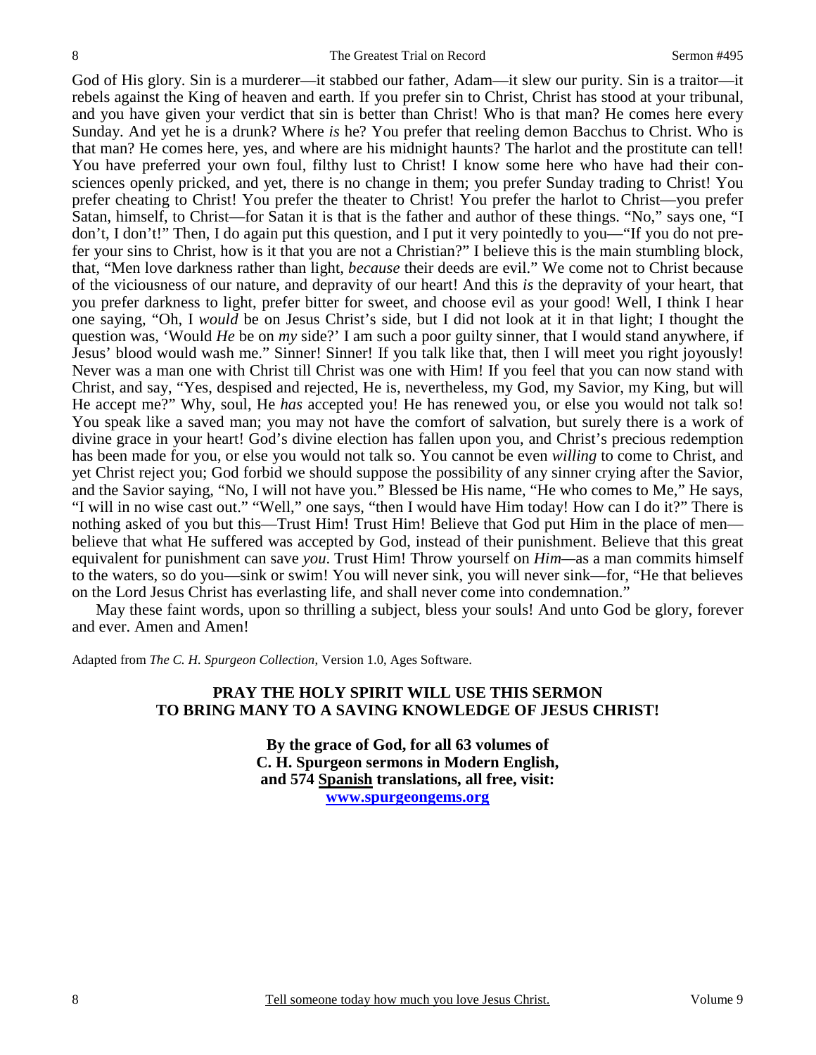God of His glory. Sin is a murderer—it stabbed our father, Adam—it slew our purity. Sin is a traitor—it rebels against the King of heaven and earth. If you prefer sin to Christ, Christ has stood at your tribunal, and you have given your verdict that sin is better than Christ! Who is that man? He comes here every Sunday. And yet he is a drunk? Where *is* he? You prefer that reeling demon Bacchus to Christ. Who is that man? He comes here, yes, and where are his midnight haunts? The harlot and the prostitute can tell! You have preferred your own foul, filthy lust to Christ! I know some here who have had their consciences openly pricked, and yet, there is no change in them; you prefer Sunday trading to Christ! You prefer cheating to Christ! You prefer the theater to Christ! You prefer the harlot to Christ—you prefer Satan, himself, to Christ—for Satan it is that is the father and author of these things. "No," says one, "I don't, I don't!" Then, I do again put this question, and I put it very pointedly to you—"If you do not prefer your sins to Christ, how is it that you are not a Christian?" I believe this is the main stumbling block, that, "Men love darkness rather than light, *because* their deeds are evil." We come not to Christ because of the viciousness of our nature, and depravity of our heart! And this *is* the depravity of your heart, that you prefer darkness to light, prefer bitter for sweet, and choose evil as your good! Well, I think I hear one saying, "Oh, I *would* be on Jesus Christ's side, but I did not look at it in that light; I thought the question was, 'Would *He* be on *my* side?' I am such a poor guilty sinner, that I would stand anywhere, if Jesus' blood would wash me." Sinner! Sinner! If you talk like that, then I will meet you right joyously! Never was a man one with Christ till Christ was one with Him! If you feel that you can now stand with Christ, and say, "Yes, despised and rejected, He is, nevertheless, my God, my Savior, my King, but will He accept me?" Why, soul, He *has* accepted you! He has renewed you, or else you would not talk so! You speak like a saved man; you may not have the comfort of salvation, but surely there is a work of divine grace in your heart! God's divine election has fallen upon you, and Christ's precious redemption has been made for you, or else you would not talk so. You cannot be even *willing* to come to Christ, and yet Christ reject you; God forbid we should suppose the possibility of any sinner crying after the Savior, and the Savior saying, "No, I will not have you." Blessed be His name, "He who comes to Me," He says, "I will in no wise cast out." "Well," one says, "then I would have Him today! How can I do it?" There is nothing asked of you but this—Trust Him! Trust Him! Believe that God put Him in the place of men—believe that what He suffered was accepted by God, instead of their punishment. Believe that this great equivalent for punishment can save *you*. Trust Him! Throw yourself on *Him*—as a man commits himself to the waters, so do you—sink or swim! You will never sink, you will never sink—for, "He that believes on the Lord Jesus Christ has everlasting life, and shall never come into condemnation."

May these faint words, upon so thrilling a subject, bless your souls! And unto God be glory, forever and ever. Amen and Amen!

Adapted from *The C. H. Spurgeon Collection*, Version 1.0, Ages Software.

**PRAY THE HOLY SPIRIT WILL USE THIS SERMON TO BRING MANY TO A SAVING KNOWLEDGE OF JESUS CHRIST!**

**By the grace of God, for all 63 volumes of C. H. Spurgeon sermons in Modern English, and 574 Spanish translations, all free, visit: www.spurgeongems.org**

Tell someone today how much you love Jesus Christ.